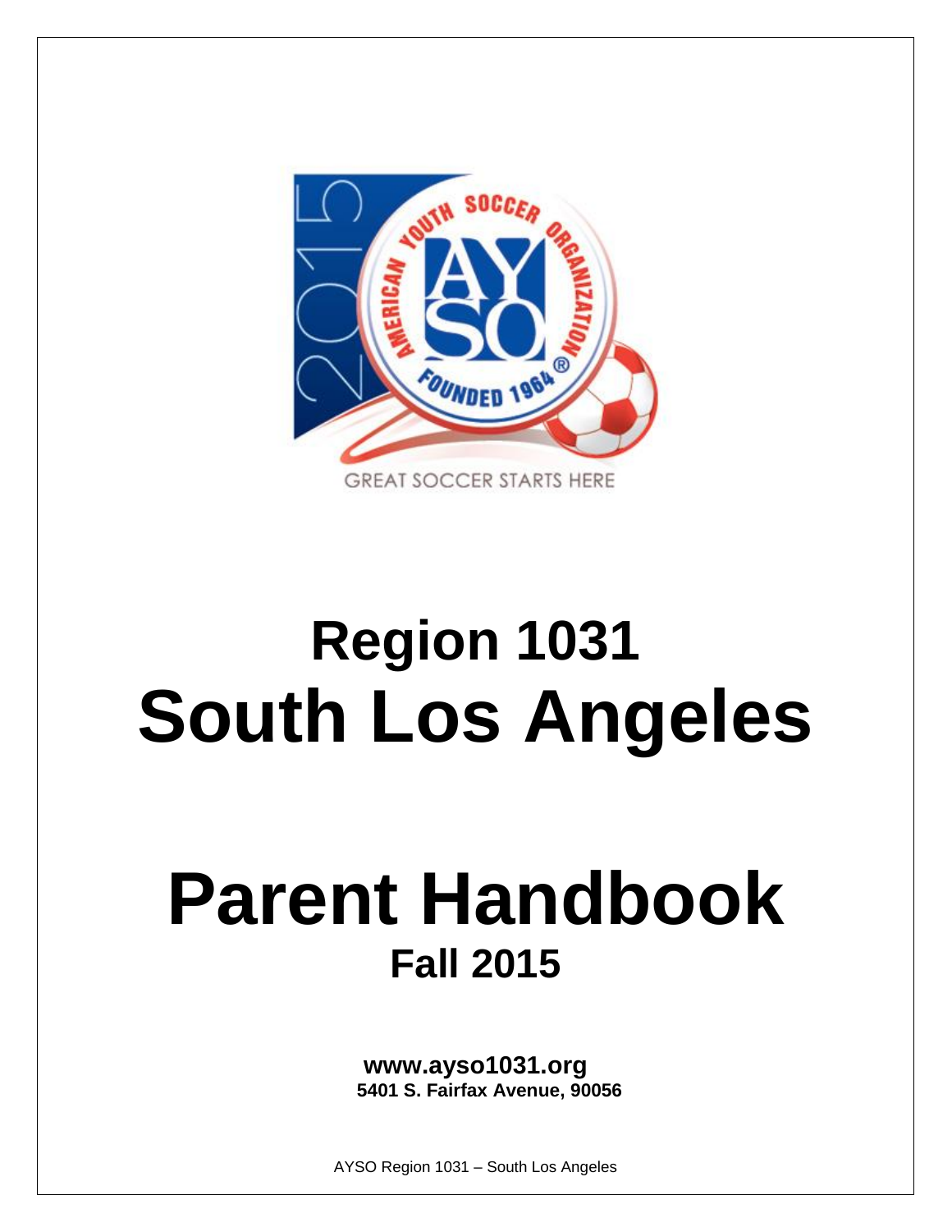# Region 1031
# South Los Angeles

# Parent Handbook
## Fall 2015

**www.ayso1031.org**
**5401 S. Fairfax Avenue, 90056**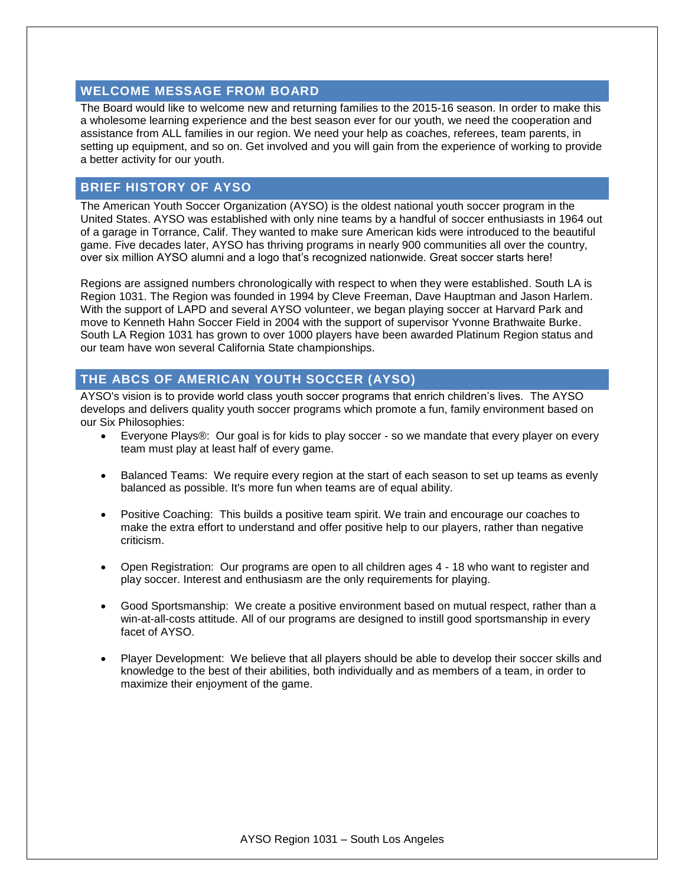## WELCOME MESSAGE FROM BOARD

The Board would like to welcome new and returning families to the 2015-16 season. In order to make this a wholesome learning experience and the best season ever for our youth, we need the cooperation and assistance from ALL families in our region. We need your help as coaches, referees, team parents, in setting up equipment, and so on. Get involved and you will gain from the experience of working to provide a better activity for our youth.

## BRIEF HISTORY OF AYSO

The American Youth Soccer Organization (AYSO) is the oldest national youth soccer program in the United States. AYSO was established with only nine teams by a handful of soccer enthusiasts in 1964 out of a garage in Torrance, Calif. They wanted to make sure American kids were introduced to the beautiful game. Five decades later, AYSO has thriving programs in nearly 900 communities all over the country, over six million AYSO alumni and a logo that's recognized nationwide. Great soccer starts here!

Regions are assigned numbers chronologically with respect to when they were established. South LA is Region 1031. The Region was founded in 1994 by Cleve Freeman, Dave Hauptman and Jason Harlem. With the support of LAPD and several AYSO volunteer, we began playing soccer at Harvard Park and move to Kenneth Hahn Soccer Field in 2004 with the support of supervisor Yvonne Brathwaite Burke. South LA Region 1031 has grown to over 1000 players have been awarded Platinum Region status and our team have won several California State championships.

## THE ABCS OF AMERICAN YOUTH SOCCER (AYSO)

AYSO's vision is to provide world class youth soccer programs that enrich children's lives. The AYSO develops and delivers quality youth soccer programs which promote a fun, family environment based on our Six Philosophies:

- Everyone Plays®: Our goal is for kids to play soccer - so we mandate that every player on every team must play at least half of every game.
- Balanced Teams: We require every region at the start of each season to set up teams as evenly balanced as possible. It's more fun when teams are of equal ability.
- Positive Coaching: This builds a positive team spirit. We train and encourage our coaches to make the extra effort to understand and offer positive help to our players, rather than negative criticism.
- Open Registration: Our programs are open to all children ages 4 - 18 who want to register and play soccer. Interest and enthusiasm are the only requirements for playing.
- Good Sportsmanship: We create a positive environment based on mutual respect, rather than a win-at-all-costs attitude. All of our programs are designed to instill good sportsmanship in every facet of AYSO.
- Player Development: We believe that all players should be able to develop their soccer skills and knowledge to the best of their abilities, both individually and as members of a team, in order to maximize their enjoyment of the game.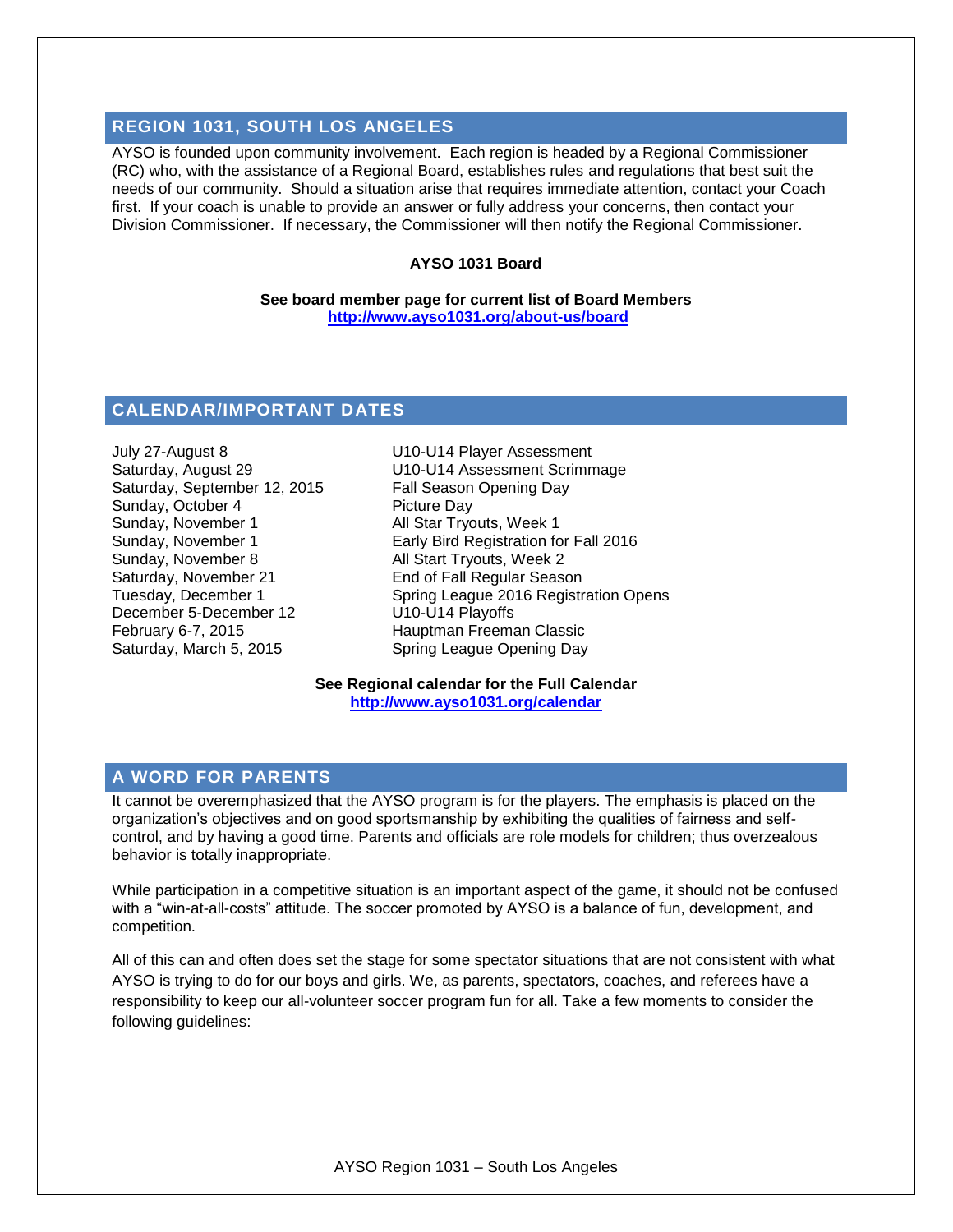## REGION 1031, SOUTH LOS ANGELES

AYSO is founded upon community involvement. Each region is headed by a Regional Commissioner (RC) who, with the assistance of a Regional Board, establishes rules and regulations that best suit the needs of our community. Should a situation arise that requires immediate attention, contact your Coach first. If your coach is unable to provide an answer or fully address your concerns, then contact your Division Commissioner. If necessary, the Commissioner will then notify the Regional Commissioner.

**AYSO 1031 Board**

**See board member page for current list of Board Members**
**http://www.ayso1031.org/about-us/board**

## CALENDAR/IMPORTANT DATES

| | |
|---|---|
| July 27-August 8 | U10-U14 Player Assessment |
| Saturday, August 29 | U10-U14 Assessment Scrimmage |
| Saturday, September 12, 2015 | Fall Season Opening Day |
| Sunday, October 4 | Picture Day |
| Sunday, November 1 | All Star Tryouts, Week 1 |
| Sunday, November 1 | Early Bird Registration for Fall 2016 |
| Sunday, November 8 | All Start Tryouts, Week 2 |
| Saturday, November 21 | End of Fall Regular Season |
| Tuesday, December 1 | Spring League 2016 Registration Opens |
| December 5-December 12 | U10-U14 Playoffs |
| February 6-7, 2015 | Hauptman Freeman Classic |
| Saturday, March 5, 2015 | Spring League Opening Day |

**See Regional calendar for the Full Calendar**
**http://www.ayso1031.org/calendar**

## A WORD FOR PARENTS

It cannot be overemphasized that the AYSO program is for the players. The emphasis is placed on the organization's objectives and on good sportsmanship by exhibiting the qualities of fairness and self-control, and by having a good time. Parents and officials are role models for children; thus overzealous behavior is totally inappropriate.

While participation in a competitive situation is an important aspect of the game, it should not be confused with a "win-at-all-costs" attitude. The soccer promoted by AYSO is a balance of fun, development, and competition.

All of this can and often does set the stage for some spectator situations that are not consistent with what AYSO is trying to do for our boys and girls. We, as parents, spectators, coaches, and referees have a responsibility to keep our all-volunteer soccer program fun for all. Take a few moments to consider the following guidelines: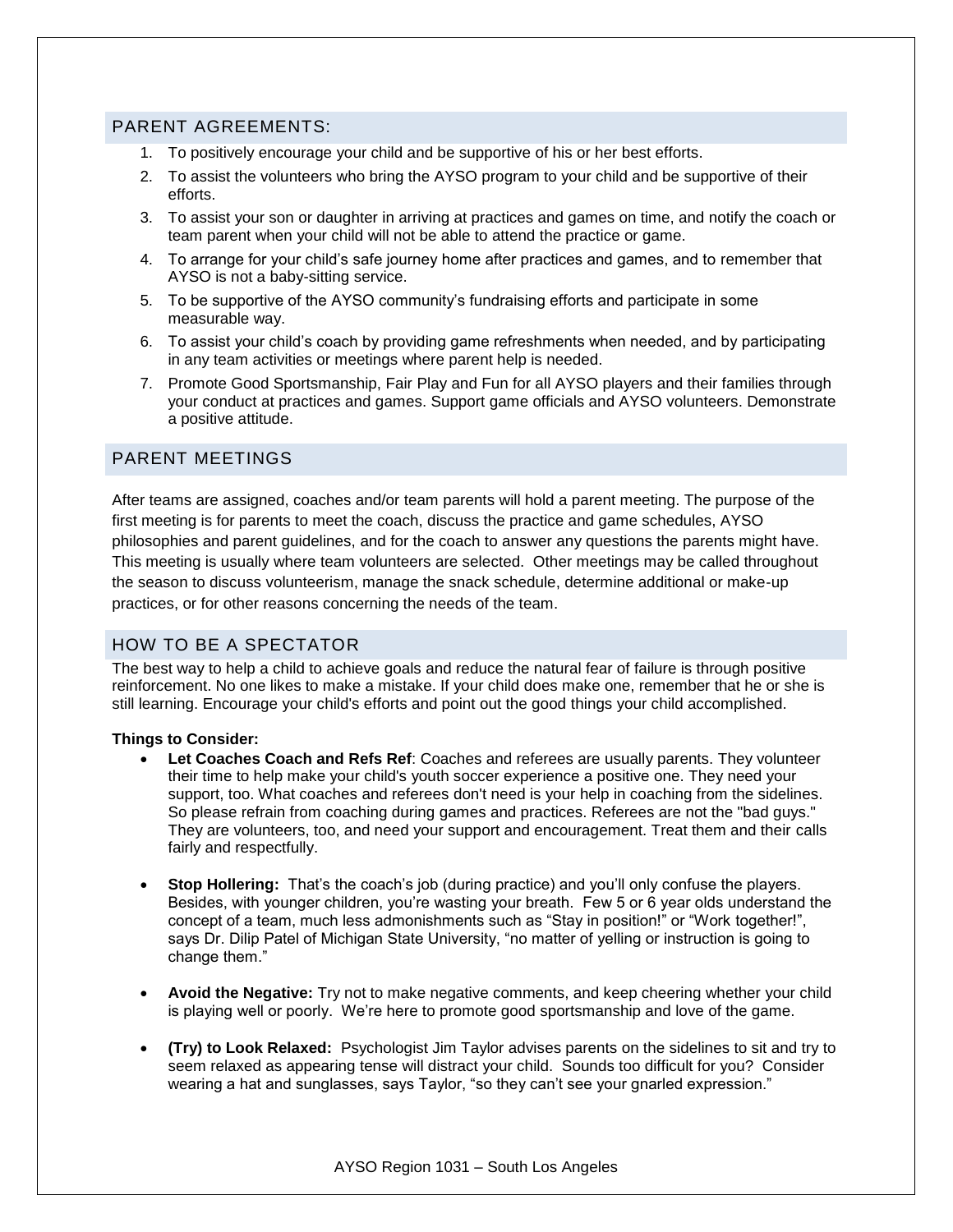## PARENT AGREEMENTS:

1. To positively encourage your child and be supportive of his or her best efforts.
2. To assist the volunteers who bring the AYSO program to your child and be supportive of their efforts.
3. To assist your son or daughter in arriving at practices and games on time, and notify the coach or team parent when your child will not be able to attend the practice or game.
4. To arrange for your child's safe journey home after practices and games, and to remember that AYSO is not a baby-sitting service.
5. To be supportive of the AYSO community's fundraising efforts and participate in some measurable way.
6. To assist your child's coach by providing game refreshments when needed, and by participating in any team activities or meetings where parent help is needed.
7. Promote Good Sportsmanship, Fair Play and Fun for all AYSO players and their families through your conduct at practices and games. Support game officials and AYSO volunteers. Demonstrate a positive attitude.

## PARENT MEETINGS

After teams are assigned, coaches and/or team parents will hold a parent meeting. The purpose of the first meeting is for parents to meet the coach, discuss the practice and game schedules, AYSO philosophies and parent guidelines, and for the coach to answer any questions the parents might have. This meeting is usually where team volunteers are selected. Other meetings may be called throughout the season to discuss volunteerism, manage the snack schedule, determine additional or make-up practices, or for other reasons concerning the needs of the team.

## HOW TO BE A SPECTATOR

The best way to help a child to achieve goals and reduce the natural fear of failure is through positive reinforcement. No one likes to make a mistake. If your child does make one, remember that he or she is still learning. Encourage your child's efforts and point out the good things your child accomplished.

**Things to Consider:**

- **Let Coaches Coach and Refs Ref**: Coaches and referees are usually parents. They volunteer their time to help make your child's youth soccer experience a positive one. They need your support, too. What coaches and referees don't need is your help in coaching from the sidelines. So please refrain from coaching during games and practices. Referees are not the "bad guys." They are volunteers, too, and need your support and encouragement. Treat them and their calls fairly and respectfully.

- **Stop Hollering:** That's the coach's job (during practice) and you'll only confuse the players. Besides, with younger children, you're wasting your breath. Few 5 or 6 year olds understand the concept of a team, much less admonishments such as "Stay in position!" or "Work together!", says Dr. Dilip Patel of Michigan State University, "no matter of yelling or instruction is going to change them."

- **Avoid the Negative:** Try not to make negative comments, and keep cheering whether your child is playing well or poorly. We're here to promote good sportsmanship and love of the game.

- **(Try) to Look Relaxed:** Psychologist Jim Taylor advises parents on the sidelines to sit and try to seem relaxed as appearing tense will distract your child. Sounds too difficult for you? Consider wearing a hat and sunglasses, says Taylor, "so they can't see your gnarled expression."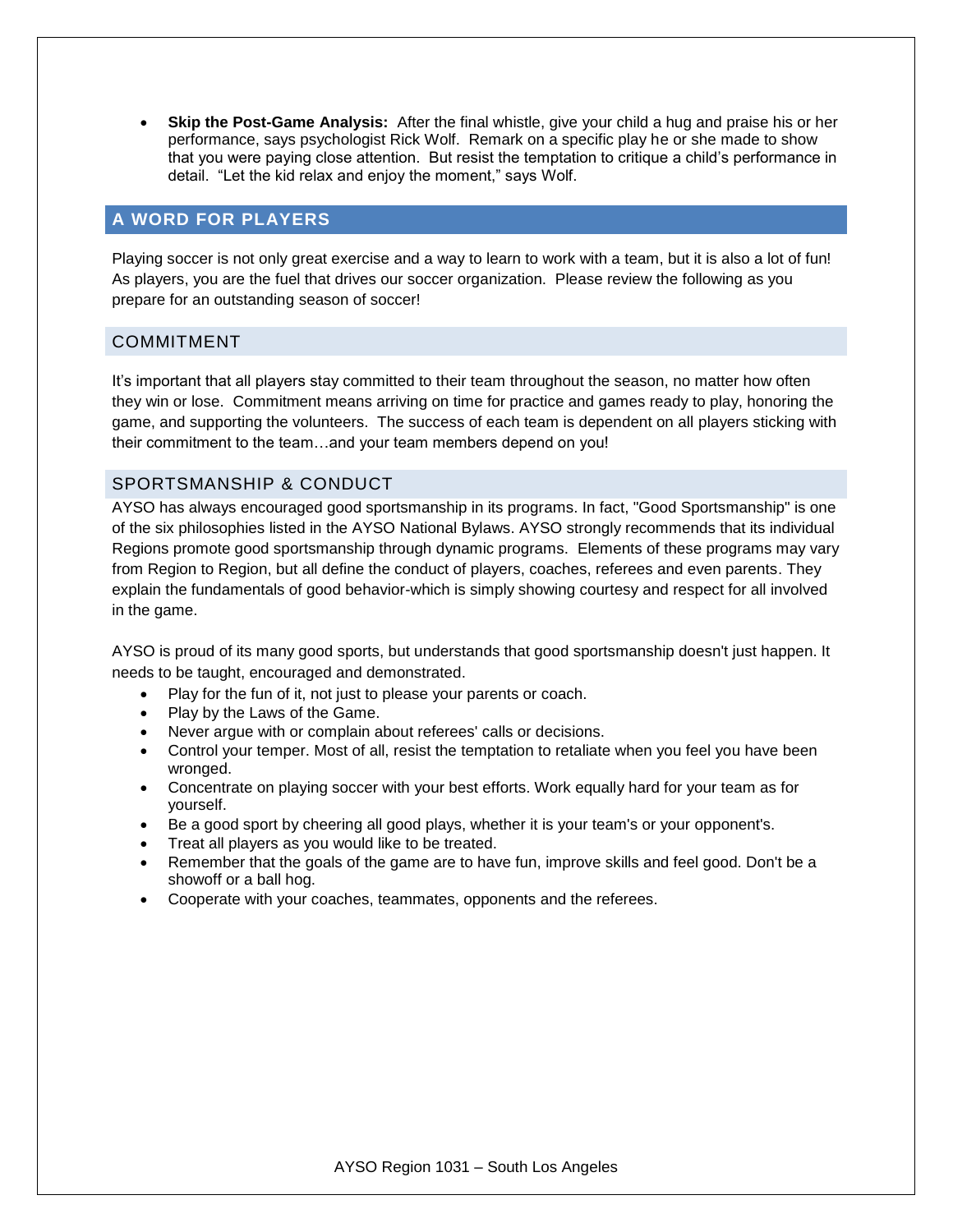- **Skip the Post-Game Analysis:** After the final whistle, give your child a hug and praise his or her performance, says psychologist Rick Wolf. Remark on a specific play he or she made to show that you were paying close attention. But resist the temptation to critique a child's performance in detail. "Let the kid relax and enjoy the moment," says Wolf.

## A WORD FOR PLAYERS

Playing soccer is not only great exercise and a way to learn to work with a team, but it is also a lot of fun! As players, you are the fuel that drives our soccer organization. Please review the following as you prepare for an outstanding season of soccer!

### COMMITMENT

It's important that all players stay committed to their team throughout the season, no matter how often they win or lose. Commitment means arriving on time for practice and games ready to play, honoring the game, and supporting the volunteers. The success of each team is dependent on all players sticking with their commitment to the team…and your team members depend on you!

### SPORTSMANSHIP & CONDUCT

AYSO has always encouraged good sportsmanship in its programs. In fact, "Good Sportsmanship" is one of the six philosophies listed in the AYSO National Bylaws. AYSO strongly recommends that its individual Regions promote good sportsmanship through dynamic programs. Elements of these programs may vary from Region to Region, but all define the conduct of players, coaches, referees and even parents. They explain the fundamentals of good behavior-which is simply showing courtesy and respect for all involved in the game.

AYSO is proud of its many good sports, but understands that good sportsmanship doesn't just happen. It needs to be taught, encouraged and demonstrated.

- Play for the fun of it, not just to please your parents or coach.
- Play by the Laws of the Game.
- Never argue with or complain about referees' calls or decisions.
- Control your temper. Most of all, resist the temptation to retaliate when you feel you have been wronged.
- Concentrate on playing soccer with your best efforts. Work equally hard for your team as for yourself.
- Be a good sport by cheering all good plays, whether it is your team's or your opponent's.
- Treat all players as you would like to be treated.
- Remember that the goals of the game are to have fun, improve skills and feel good. Don't be a showoff or a ball hog.
- Cooperate with your coaches, teammates, opponents and the referees.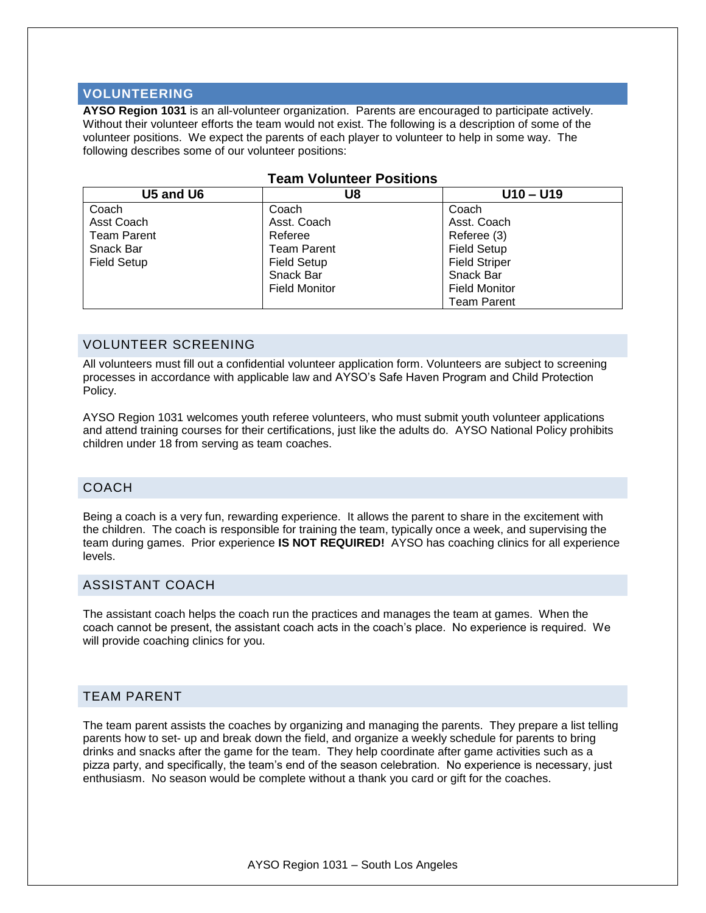## VOLUNTEERING

**AYSO Region 1031** is an all-volunteer organization. Parents are encouraged to participate actively. Without their volunteer efforts the team would not exist. The following is a description of some of the volunteer positions. We expect the parents of each player to volunteer to help in some way. The following describes some of our volunteer positions:

**Team Volunteer Positions**

| U5 and U6 | U8 | U10 – U19 |
|---|---|---|
| Coach | Coach | Coach |
| Asst Coach | Asst. Coach | Asst. Coach |
| Team Parent | Referee | Referee (3) |
| Snack Bar | Team Parent | Field Setup |
| Field Setup | Field Setup | Field Striper |
| | Snack Bar | Snack Bar |
| | Field Monitor | Field Monitor |
| | | Team Parent |

## VOLUNTEER SCREENING

All volunteers must fill out a confidential volunteer application form. Volunteers are subject to screening processes in accordance with applicable law and AYSO's Safe Haven Program and Child Protection Policy.

AYSO Region 1031 welcomes youth referee volunteers, who must submit youth volunteer applications and attend training courses for their certifications, just like the adults do. AYSO National Policy prohibits children under 18 from serving as team coaches.

## COACH

Being a coach is a very fun, rewarding experience. It allows the parent to share in the excitement with the children. The coach is responsible for training the team, typically once a week, and supervising the team during games. Prior experience **IS NOT REQUIRED!** AYSO has coaching clinics for all experience levels.

## ASSISTANT COACH

The assistant coach helps the coach run the practices and manages the team at games. When the coach cannot be present, the assistant coach acts in the coach's place. No experience is required. We will provide coaching clinics for you.

## TEAM PARENT

The team parent assists the coaches by organizing and managing the parents. They prepare a list telling parents how to set- up and break down the field, and organize a weekly schedule for parents to bring drinks and snacks after the game for the team. They help coordinate after game activities such as a pizza party, and specifically, the team's end of the season celebration. No experience is necessary, just enthusiasm. No season would be complete without a thank you card or gift for the coaches.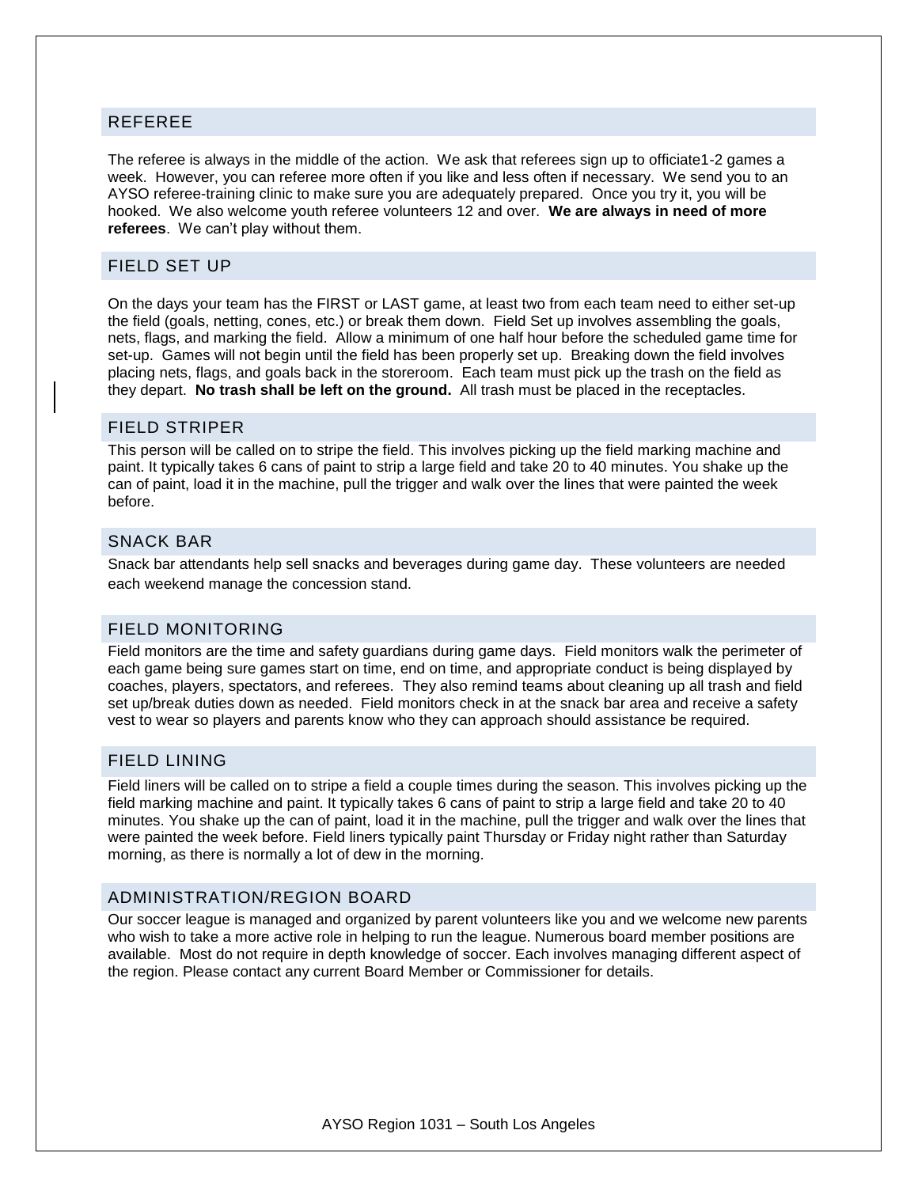## REFEREE

The referee is always in the middle of the action. We ask that referees sign up to officiate1-2 games a week. However, you can referee more often if you like and less often if necessary. We send you to an AYSO referee-training clinic to make sure you are adequately prepared. Once you try it, you will be hooked. We also welcome youth referee volunteers 12 and over. **We are always in need of more referees**. We can't play without them.

## FIELD SET UP

On the days your team has the FIRST or LAST game, at least two from each team need to either set-up the field (goals, netting, cones, etc.) or break them down. Field Set up involves assembling the goals, nets, flags, and marking the field. Allow a minimum of one half hour before the scheduled game time for set-up. Games will not begin until the field has been properly set up. Breaking down the field involves placing nets, flags, and goals back in the storeroom. Each team must pick up the trash on the field as they depart. **No trash shall be left on the ground.** All trash must be placed in the receptacles.

## FIELD STRIPER

This person will be called on to stripe the field. This involves picking up the field marking machine and paint. It typically takes 6 cans of paint to strip a large field and take 20 to 40 minutes. You shake up the can of paint, load it in the machine, pull the trigger and walk over the lines that were painted the week before.

## SNACK BAR

Snack bar attendants help sell snacks and beverages during game day. These volunteers are needed each weekend manage the concession stand.

## FIELD MONITORING

Field monitors are the time and safety guardians during game days. Field monitors walk the perimeter of each game being sure games start on time, end on time, and appropriate conduct is being displayed by coaches, players, spectators, and referees. They also remind teams about cleaning up all trash and field set up/break duties down as needed. Field monitors check in at the snack bar area and receive a safety vest to wear so players and parents know who they can approach should assistance be required.

## FIELD LINING

Field liners will be called on to stripe a field a couple times during the season. This involves picking up the field marking machine and paint. It typically takes 6 cans of paint to strip a large field and take 20 to 40 minutes. You shake up the can of paint, load it in the machine, pull the trigger and walk over the lines that were painted the week before. Field liners typically paint Thursday or Friday night rather than Saturday morning, as there is normally a lot of dew in the morning.

## ADMINISTRATION/REGION BOARD

Our soccer league is managed and organized by parent volunteers like you and we welcome new parents who wish to take a more active role in helping to run the league. Numerous board member positions are available. Most do not require in depth knowledge of soccer. Each involves managing different aspect of the region. Please contact any current Board Member or Commissioner for details.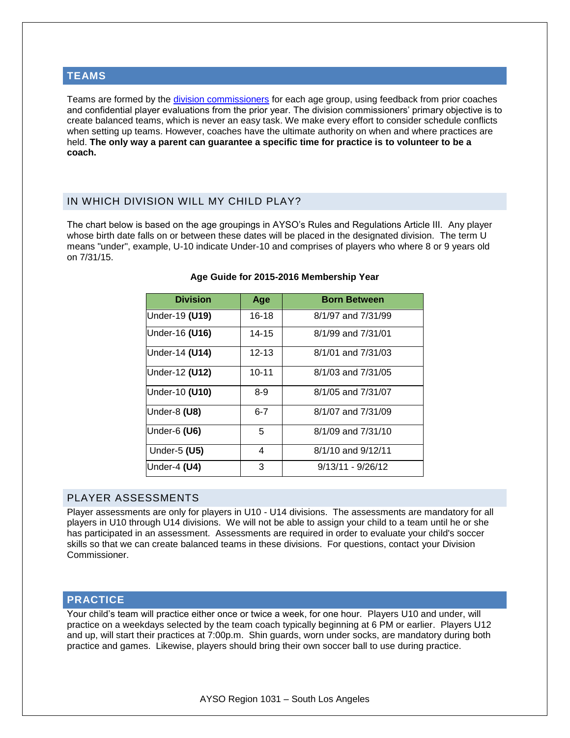## TEAMS

Teams are formed by the [division commissioners](#) for each age group, using feedback from prior coaches and confidential player evaluations from the prior year. The division commissioners' primary objective is to create balanced teams, which is never an easy task. We make every effort to consider schedule conflicts when setting up teams. However, coaches have the ultimate authority on when and where practices are held. **The only way a parent can guarantee a specific time for practice is to volunteer to be a coach.**

### IN WHICH DIVISION WILL MY CHILD PLAY?

The chart below is based on the age groupings in AYSO's Rules and Regulations Article III. Any player whose birth date falls on or between these dates will be placed in the designated division. The term U means "under", example, U-10 indicate Under-10 and comprises of players who where 8 or 9 years old on 7/31/15.

**Age Guide for 2015-2016 Membership Year**

| Division | Age | Born Between |
|---|---|---|
| Under-19 **(U19)** | 16-18 | 8/1/97 and 7/31/99 |
| Under-16 **(U16)** | 14-15 | 8/1/99 and 7/31/01 |
| Under-14 **(U14)** | 12-13 | 8/1/01 and 7/31/03 |
| Under-12 **(U12)** | 10-11 | 8/1/03 and 7/31/05 |
| Under-10 **(U10)** | 8-9 | 8/1/05 and 7/31/07 |
| Under-8 **(U8)** | 6-7 | 8/1/07 and 7/31/09 |
| Under-6 **(U6)** | 5 | 8/1/09 and 7/31/10 |
| Under-5 **(U5)** | 4 | 8/1/10 and 9/12/11 |
| Under-4 **(U4)** | 3 | 9/13/11 - 9/26/12 |

### PLAYER ASSESSMENTS

Player assessments are only for players in U10 - U14 divisions. The assessments are mandatory for all players in U10 through U14 divisions. We will not be able to assign your child to a team until he or she has participated in an assessment. Assessments are required in order to evaluate your child's soccer skills so that we can create balanced teams in these divisions. For questions, contact your Division Commissioner.

## PRACTICE

Your child's team will practice either once or twice a week, for one hour. Players U10 and under, will practice on a weekdays selected by the team coach typically beginning at 6 PM or earlier. Players U12 and up, will start their practices at 7:00p.m. Shin guards, worn under socks, are mandatory during both practice and games. Likewise, players should bring their own soccer ball to use during practice.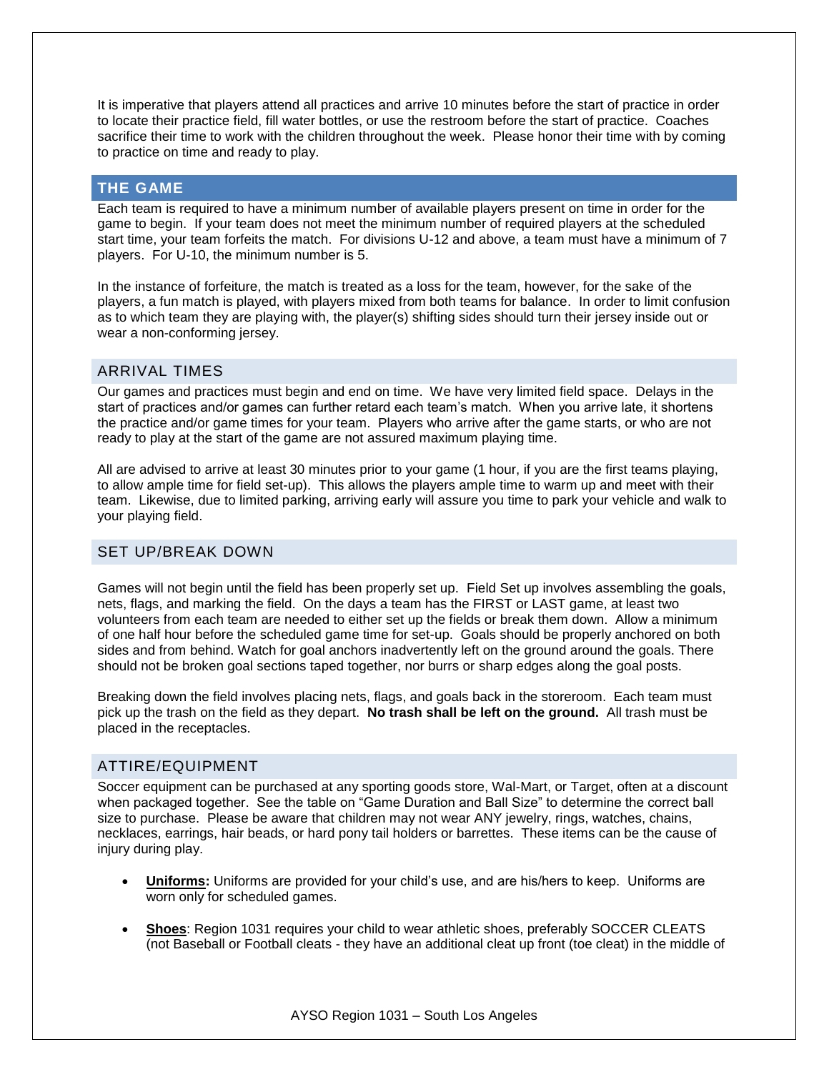It is imperative that players attend all practices and arrive 10 minutes before the start of practice in order to locate their practice field, fill water bottles, or use the restroom before the start of practice. Coaches sacrifice their time to work with the children throughout the week. Please honor their time with by coming to practice on time and ready to play.

## THE GAME

Each team is required to have a minimum number of available players present on time in order for the game to begin. If your team does not meet the minimum number of required players at the scheduled start time, your team forfeits the match. For divisions U-12 and above, a team must have a minimum of 7 players. For U-10, the minimum number is 5.

In the instance of forfeiture, the match is treated as a loss for the team, however, for the sake of the players, a fun match is played, with players mixed from both teams for balance. In order to limit confusion as to which team they are playing with, the player(s) shifting sides should turn their jersey inside out or wear a non-conforming jersey.

### ARRIVAL TIMES

Our games and practices must begin and end on time. We have very limited field space. Delays in the start of practices and/or games can further retard each team's match. When you arrive late, it shortens the practice and/or game times for your team. Players who arrive after the game starts, or who are not ready to play at the start of the game are not assured maximum playing time.

All are advised to arrive at least 30 minutes prior to your game (1 hour, if you are the first teams playing, to allow ample time for field set-up). This allows the players ample time to warm up and meet with their team. Likewise, due to limited parking, arriving early will assure you time to park your vehicle and walk to your playing field.

### SET UP/BREAK DOWN

Games will not begin until the field has been properly set up. Field Set up involves assembling the goals, nets, flags, and marking the field. On the days a team has the FIRST or LAST game, at least two volunteers from each team are needed to either set up the fields or break them down. Allow a minimum of one half hour before the scheduled game time for set-up. Goals should be properly anchored on both sides and from behind. Watch for goal anchors inadvertently left on the ground around the goals. There should not be broken goal sections taped together, nor burrs or sharp edges along the goal posts.

Breaking down the field involves placing nets, flags, and goals back in the storeroom. Each team must pick up the trash on the field as they depart. **No trash shall be left on the ground.** All trash must be placed in the receptacles.

### ATTIRE/EQUIPMENT

Soccer equipment can be purchased at any sporting goods store, Wal-Mart, or Target, often at a discount when packaged together. See the table on "Game Duration and Ball Size" to determine the correct ball size to purchase. Please be aware that children may not wear ANY jewelry, rings, watches, chains, necklaces, earrings, hair beads, or hard pony tail holders or barrettes. These items can be the cause of injury during play.

- **Uniforms:** Uniforms are provided for your child's use, and are his/hers to keep. Uniforms are worn only for scheduled games.
- **Shoes**: Region 1031 requires your child to wear athletic shoes, preferably SOCCER CLEATS (not Baseball or Football cleats - they have an additional cleat up front (toe cleat) in the middle of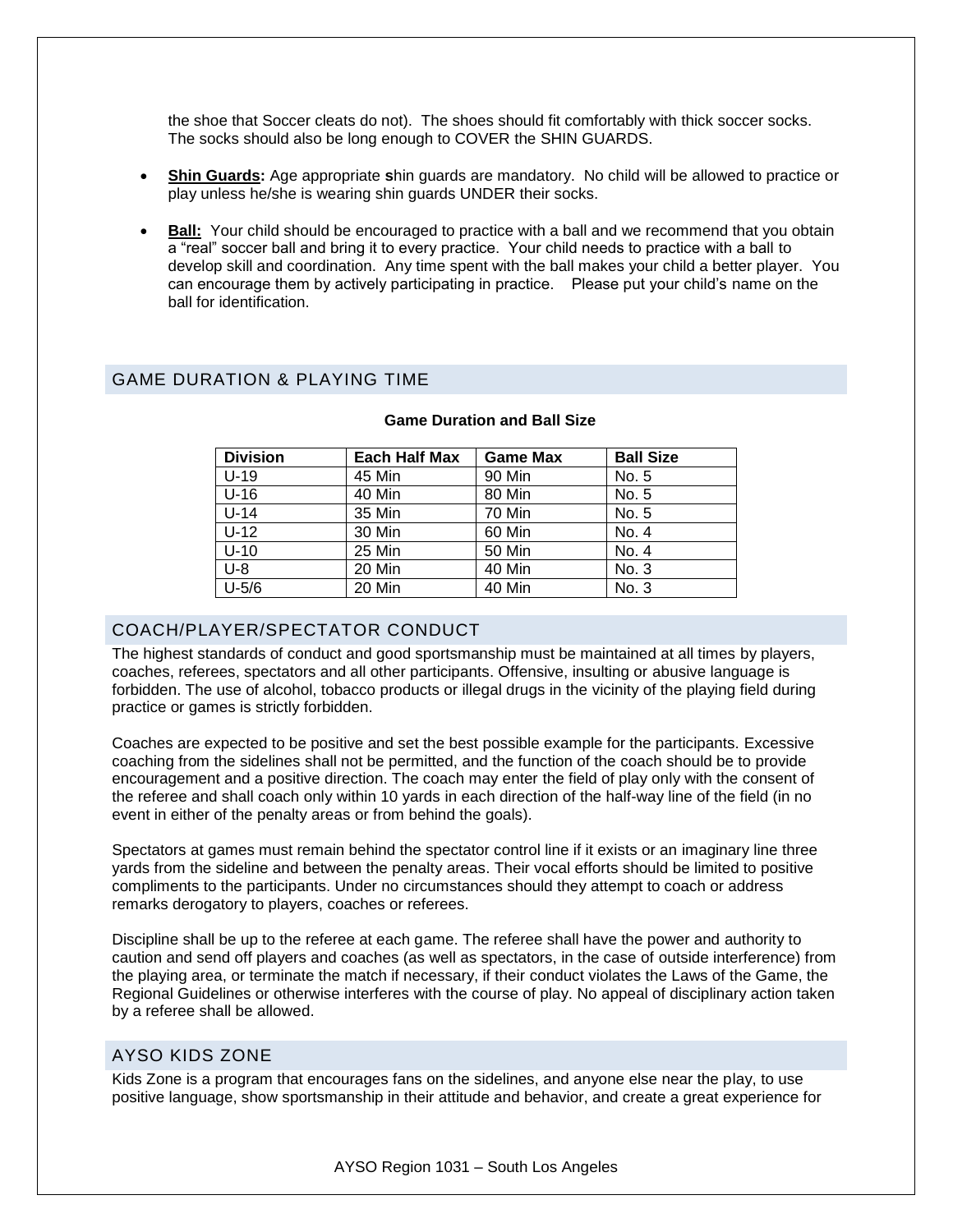the shoe that Soccer cleats do not). The shoes should fit comfortably with thick soccer socks. The socks should also be long enough to COVER the SHIN GUARDS.

- **Shin Guards:** Age appropriate **s**hin guards are mandatory. No child will be allowed to practice or play unless he/she is wearing shin guards UNDER their socks.
- **Ball:** Your child should be encouraged to practice with a ball and we recommend that you obtain a "real" soccer ball and bring it to every practice. Your child needs to practice with a ball to develop skill and coordination. Any time spent with the ball makes your child a better player. You can encourage them by actively participating in practice. Please put your child's name on the ball for identification.

## GAME DURATION & PLAYING TIME

**Game Duration and Ball Size**

| Division | Each Half Max | Game Max | Ball Size |
|---|---|---|---|
| U-19 | 45 Min | 90 Min | No. 5 |
| U-16 | 40 Min | 80 Min | No. 5 |
| U-14 | 35 Min | 70 Min | No. 5 |
| U-12 | 30 Min | 60 Min | No. 4 |
| U-10 | 25 Min | 50 Min | No. 4 |
| U-8 | 20 Min | 40 Min | No. 3 |
| U-5/6 | 20 Min | 40 Min | No. 3 |

## COACH/PLAYER/SPECTATOR CONDUCT

The highest standards of conduct and good sportsmanship must be maintained at all times by players, coaches, referees, spectators and all other participants. Offensive, insulting or abusive language is forbidden. The use of alcohol, tobacco products or illegal drugs in the vicinity of the playing field during practice or games is strictly forbidden.

Coaches are expected to be positive and set the best possible example for the participants. Excessive coaching from the sidelines shall not be permitted, and the function of the coach should be to provide encouragement and a positive direction. The coach may enter the field of play only with the consent of the referee and shall coach only within 10 yards in each direction of the half-way line of the field (in no event in either of the penalty areas or from behind the goals).

Spectators at games must remain behind the spectator control line if it exists or an imaginary line three yards from the sideline and between the penalty areas. Their vocal efforts should be limited to positive compliments to the participants. Under no circumstances should they attempt to coach or address remarks derogatory to players, coaches or referees.

Discipline shall be up to the referee at each game. The referee shall have the power and authority to caution and send off players and coaches (as well as spectators, in the case of outside interference) from the playing area, or terminate the match if necessary, if their conduct violates the Laws of the Game, the Regional Guidelines or otherwise interferes with the course of play. No appeal of disciplinary action taken by a referee shall be allowed.

## AYSO KIDS ZONE

Kids Zone is a program that encourages fans on the sidelines, and anyone else near the play, to use positive language, show sportsmanship in their attitude and behavior, and create a great experience for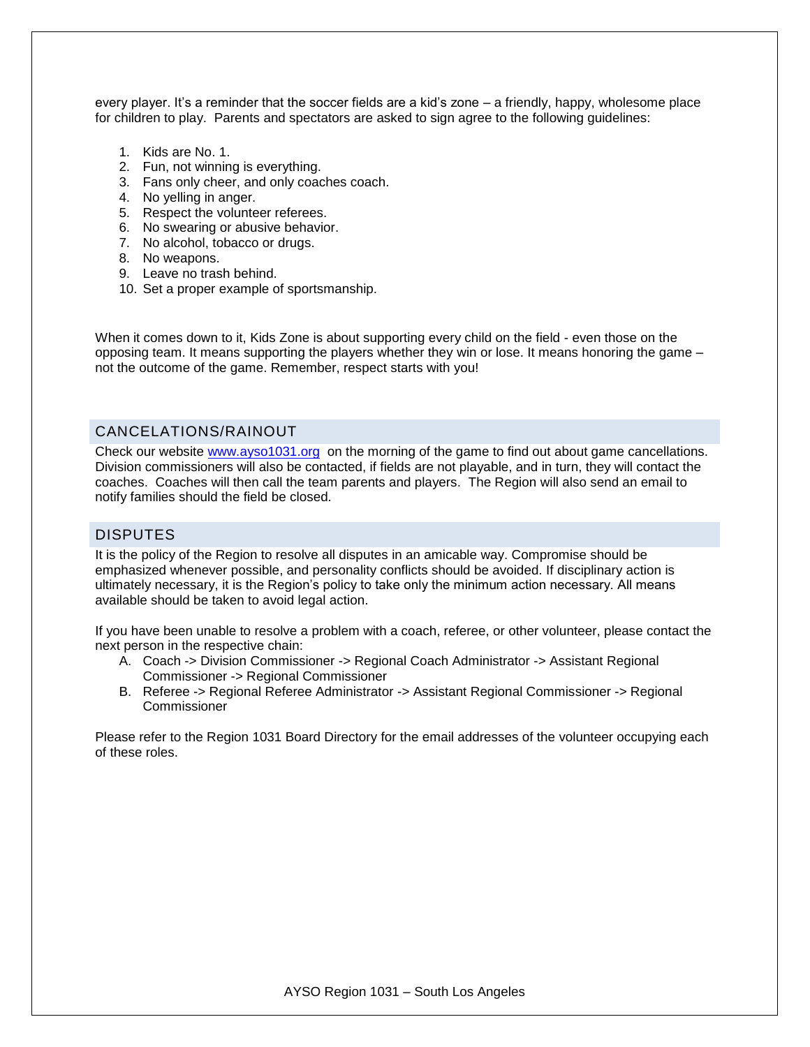every player. It's a reminder that the soccer fields are a kid's zone – a friendly, happy, wholesome place for children to play. Parents and spectators are asked to sign agree to the following guidelines:

1. Kids are No. 1.
2. Fun, not winning is everything.
3. Fans only cheer, and only coaches coach.
4. No yelling in anger.
5. Respect the volunteer referees.
6. No swearing or abusive behavior.
7. No alcohol, tobacco or drugs.
8. No weapons.
9. Leave no trash behind.
10. Set a proper example of sportsmanship.

When it comes down to it, Kids Zone is about supporting every child on the field - even those on the opposing team. It means supporting the players whether they win or lose. It means honoring the game – not the outcome of the game. Remember, respect starts with you!

## CANCELATIONS/RAINOUT

Check our website www.ayso1031.org on the morning of the game to find out about game cancellations. Division commissioners will also be contacted, if fields are not playable, and in turn, they will contact the coaches. Coaches will then call the team parents and players. The Region will also send an email to notify families should the field be closed.

## DISPUTES

It is the policy of the Region to resolve all disputes in an amicable way. Compromise should be emphasized whenever possible, and personality conflicts should be avoided. If disciplinary action is ultimately necessary, it is the Region's policy to take only the minimum action necessary. All means available should be taken to avoid legal action.

If you have been unable to resolve a problem with a coach, referee, or other volunteer, please contact the next person in the respective chain:

A. Coach -> Division Commissioner -> Regional Coach Administrator -> Assistant Regional Commissioner -> Regional Commissioner
B. Referee -> Regional Referee Administrator -> Assistant Regional Commissioner -> Regional Commissioner

Please refer to the Region 1031 Board Directory for the email addresses of the volunteer occupying each of these roles.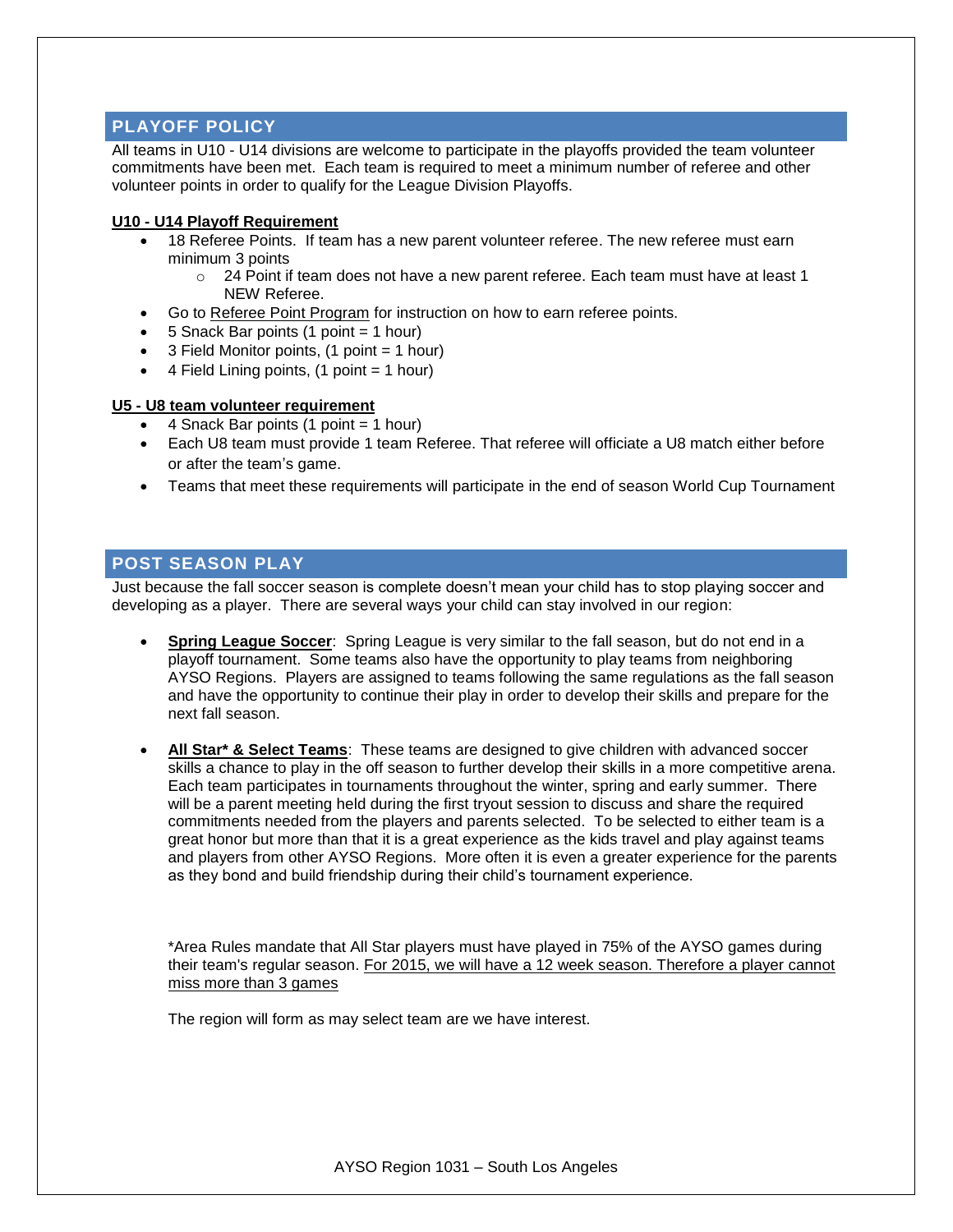## PLAYOFF POLICY

All teams in U10 - U14 divisions are welcome to participate in the playoffs provided the team volunteer commitments have been met. Each team is required to meet a minimum number of referee and other volunteer points in order to qualify for the League Division Playoffs.

**U10 - U14 Playoff Requirement**

- 18 Referee Points. If team has a new parent volunteer referee. The new referee must earn minimum 3 points
  - 24 Point if team does not have a new parent referee. Each team must have at least 1 NEW Referee.
- Go to Referee Point Program for instruction on how to earn referee points.
- 5 Snack Bar points (1 point = 1 hour)
- 3 Field Monitor points, (1 point = 1 hour)
- 4 Field Lining points, (1 point = 1 hour)

**U5 - U8 team volunteer requirement**

- 4 Snack Bar points (1 point = 1 hour)
- Each U8 team must provide 1 team Referee. That referee will officiate a U8 match either before or after the team's game.
- Teams that meet these requirements will participate in the end of season World Cup Tournament

## POST SEASON PLAY

Just because the fall soccer season is complete doesn't mean your child has to stop playing soccer and developing as a player. There are several ways your child can stay involved in our region:

- **Spring League Soccer**: Spring League is very similar to the fall season, but do not end in a playoff tournament. Some teams also have the opportunity to play teams from neighboring AYSO Regions. Players are assigned to teams following the same regulations as the fall season and have the opportunity to continue their play in order to develop their skills and prepare for the next fall season.

- **All Star* & Select Teams**: These teams are designed to give children with advanced soccer skills a chance to play in the off season to further develop their skills in a more competitive arena. Each team participates in tournaments throughout the winter, spring and early summer. There will be a parent meeting held during the first tryout session to discuss and share the required commitments needed from the players and parents selected. To be selected to either team is a great honor but more than that it is a great experience as the kids travel and play against teams and players from other AYSO Regions. More often it is even a greater experience for the parents as they bond and build friendship during their child's tournament experience.

  *Area Rules mandate that All Star players must have played in 75% of the AYSO games during their team's regular season. For 2015, we will have a 12 week season. Therefore a player cannot miss more than 3 games

  The region will form as may select team are we have interest.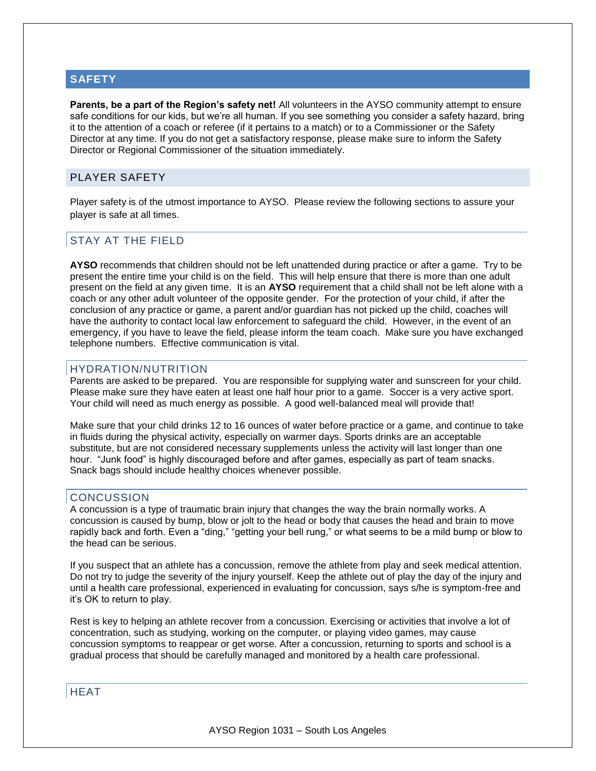## SAFETY

**Parents, be a part of the Region's safety net!** All volunteers in the AYSO community attempt to ensure safe conditions for our kids, but we're all human. If you see something you consider a safety hazard, bring it to the attention of a coach or referee (if it pertains to a match) or to a Commissioner or the Safety Director at any time. If you do not get a satisfactory response, please make sure to inform the Safety Director or Regional Commissioner of the situation immediately.

### PLAYER SAFETY

Player safety is of the utmost importance to AYSO. Please review the following sections to assure your player is safe at all times.

#### STAY AT THE FIELD

**AYSO** recommends that children should not be left unattended during practice or after a game. Try to be present the entire time your child is on the field. This will help ensure that there is more than one adult present on the field at any given time. It is an **AYSO** requirement that a child shall not be left alone with a coach or any other adult volunteer of the opposite gender. For the protection of your child, if after the conclusion of any practice or game, a parent and/or guardian has not picked up the child, coaches will have the authority to contact local law enforcement to safeguard the child. However, in the event of an emergency, if you have to leave the field, please inform the team coach. Make sure you have exchanged telephone numbers. Effective communication is vital.

#### HYDRATION/NUTRITION

Parents are asked to be prepared. You are responsible for supplying water and sunscreen for your child. Please make sure they have eaten at least one half hour prior to a game. Soccer is a very active sport. Your child will need as much energy as possible. A good well-balanced meal will provide that!

Make sure that your child drinks 12 to 16 ounces of water before practice or a game, and continue to take in fluids during the physical activity, especially on warmer days. Sports drinks are an acceptable substitute, but are not considered necessary supplements unless the activity will last longer than one hour. "Junk food" is highly discouraged before and after games, especially as part of team snacks. Snack bags should include healthy choices whenever possible.

#### CONCUSSION

A concussion is a type of traumatic brain injury that changes the way the brain normally works. A concussion is caused by bump, blow or jolt to the head or body that causes the head and brain to move rapidly back and forth. Even a "ding," "getting your bell rung," or what seems to be a mild bump or blow to the head can be serious.

If you suspect that an athlete has a concussion, remove the athlete from play and seek medical attention. Do not try to judge the severity of the injury yourself. Keep the athlete out of play the day of the injury and until a health care professional, experienced in evaluating for concussion, says s/he is symptom-free and it's OK to return to play.

Rest is key to helping an athlete recover from a concussion. Exercising or activities that involve a lot of concentration, such as studying, working on the computer, or playing video games, may cause concussion symptoms to reappear or get worse. After a concussion, returning to sports and school is a gradual process that should be carefully managed and monitored by a health care professional.

#### HEAT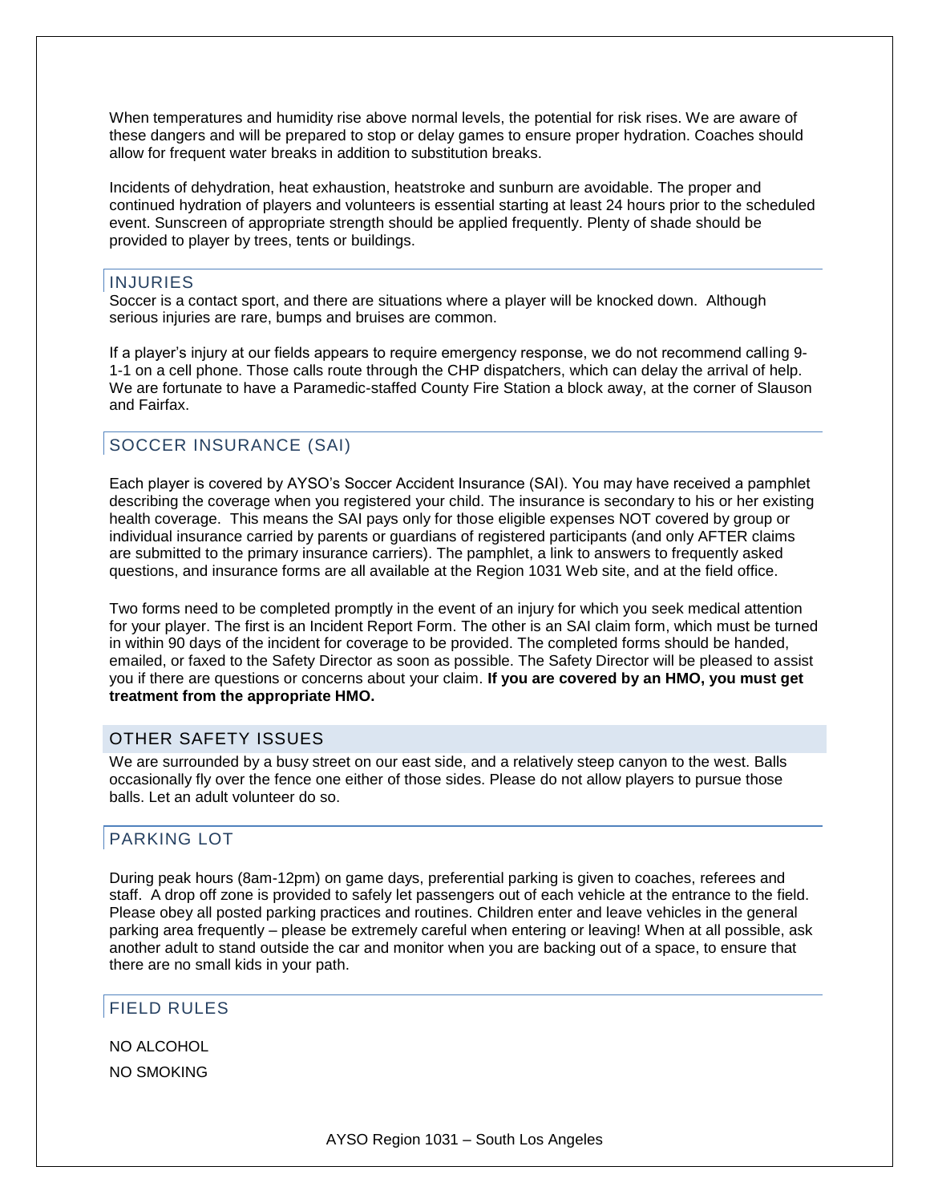When temperatures and humidity rise above normal levels, the potential for risk rises. We are aware of these dangers and will be prepared to stop or delay games to ensure proper hydration. Coaches should allow for frequent water breaks in addition to substitution breaks.

Incidents of dehydration, heat exhaustion, heatstroke and sunburn are avoidable. The proper and continued hydration of players and volunteers is essential starting at least 24 hours prior to the scheduled event. Sunscreen of appropriate strength should be applied frequently. Plenty of shade should be provided to player by trees, tents or buildings.

## INJURIES

Soccer is a contact sport, and there are situations where a player will be knocked down. Although serious injuries are rare, bumps and bruises are common.

If a player's injury at our fields appears to require emergency response, we do not recommend calling 9-1-1 on a cell phone. Those calls route through the CHP dispatchers, which can delay the arrival of help. We are fortunate to have a Paramedic-staffed County Fire Station a block away, at the corner of Slauson and Fairfax.

## SOCCER INSURANCE (SAI)

Each player is covered by AYSO's Soccer Accident Insurance (SAI). You may have received a pamphlet describing the coverage when you registered your child. The insurance is secondary to his or her existing health coverage. This means the SAI pays only for those eligible expenses NOT covered by group or individual insurance carried by parents or guardians of registered participants (and only AFTER claims are submitted to the primary insurance carriers). The pamphlet, a link to answers to frequently asked questions, and insurance forms are all available at the Region 1031 Web site, and at the field office.

Two forms need to be completed promptly in the event of an injury for which you seek medical attention for your player. The first is an Incident Report Form. The other is an SAI claim form, which must be turned in within 90 days of the incident for coverage to be provided. The completed forms should be handed, emailed, or faxed to the Safety Director as soon as possible. The Safety Director will be pleased to assist you if there are questions or concerns about your claim. **If you are covered by an HMO, you must get treatment from the appropriate HMO.**

## OTHER SAFETY ISSUES

We are surrounded by a busy street on our east side, and a relatively steep canyon to the west. Balls occasionally fly over the fence one either of those sides. Please do not allow players to pursue those balls. Let an adult volunteer do so.

## PARKING LOT

During peak hours (8am-12pm) on game days, preferential parking is given to coaches, referees and staff. A drop off zone is provided to safely let passengers out of each vehicle at the entrance to the field. Please obey all posted parking practices and routines. Children enter and leave vehicles in the general parking area frequently – please be extremely careful when entering or leaving! When at all possible, ask another adult to stand outside the car and monitor when you are backing out of a space, to ensure that there are no small kids in your path.

## FIELD RULES

NO ALCOHOL

NO SMOKING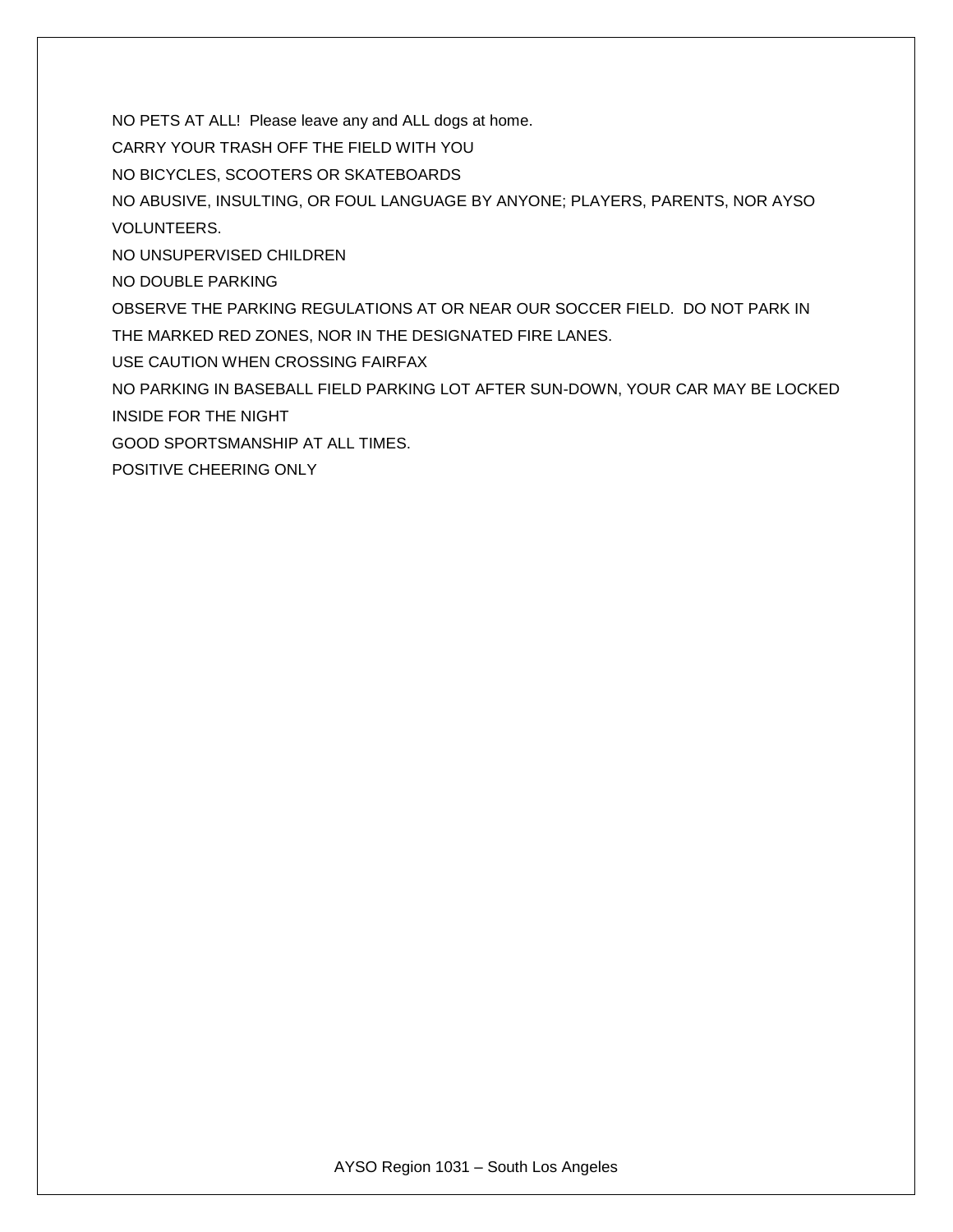NO PETS AT ALL! Please leave any and ALL dogs at home.

CARRY YOUR TRASH OFF THE FIELD WITH YOU

NO BICYCLES, SCOOTERS OR SKATEBOARDS

NO ABUSIVE, INSULTING, OR FOUL LANGUAGE BY ANYONE; PLAYERS, PARENTS, NOR AYSO VOLUNTEERS.

NO UNSUPERVISED CHILDREN

NO DOUBLE PARKING

OBSERVE THE PARKING REGULATIONS AT OR NEAR OUR SOCCER FIELD. DO NOT PARK IN THE MARKED RED ZONES, NOR IN THE DESIGNATED FIRE LANES.

USE CAUTION WHEN CROSSING FAIRFAX

NO PARKING IN BASEBALL FIELD PARKING LOT AFTER SUN-DOWN, YOUR CAR MAY BE LOCKED INSIDE FOR THE NIGHT

GOOD SPORTSMANSHIP AT ALL TIMES.

POSITIVE CHEERING ONLY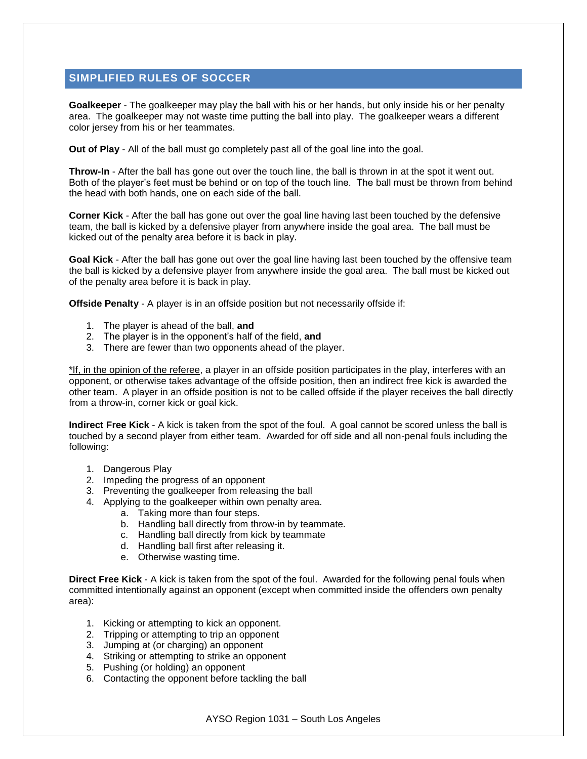## SIMPLIFIED RULES OF SOCCER

**Goalkeeper** - The goalkeeper may play the ball with his or her hands, but only inside his or her penalty area. The goalkeeper may not waste time putting the ball into play. The goalkeeper wears a different color jersey from his or her teammates.

**Out of Play** - All of the ball must go completely past all of the goal line into the goal.

**Throw-In** - After the ball has gone out over the touch line, the ball is thrown in at the spot it went out. Both of the player's feet must be behind or on top of the touch line. The ball must be thrown from behind the head with both hands, one on each side of the ball.

**Corner Kick** - After the ball has gone out over the goal line having last been touched by the defensive team, the ball is kicked by a defensive player from anywhere inside the goal area. The ball must be kicked out of the penalty area before it is back in play.

**Goal Kick** - After the ball has gone out over the goal line having last been touched by the offensive team the ball is kicked by a defensive player from anywhere inside the goal area. The ball must be kicked out of the penalty area before it is back in play.

**Offside Penalty** - A player is in an offside position but not necessarily offside if:

1. The player is ahead of the ball, **and**
2. The player is in the opponent's half of the field, **and**
3. There are fewer than two opponents ahead of the player.

*If, in the opinion of the referee, a player in an offside position participates in the play, interferes with an opponent, or otherwise takes advantage of the offside position, then an indirect free kick is awarded the other team. A player in an offside position is not to be called offside if the player receives the ball directly from a throw-in, corner kick or goal kick.

**Indirect Free Kick** - A kick is taken from the spot of the foul. A goal cannot be scored unless the ball is touched by a second player from either team. Awarded for off side and all non-penal fouls including the following:

1. Dangerous Play
2. Impeding the progress of an opponent
3. Preventing the goalkeeper from releasing the ball
4. Applying to the goalkeeper within own penalty area.
   a. Taking more than four steps.
   b. Handling ball directly from throw-in by teammate.
   c. Handling ball directly from kick by teammate
   d. Handling ball first after releasing it.
   e. Otherwise wasting time.

**Direct Free Kick** - A kick is taken from the spot of the foul. Awarded for the following penal fouls when committed intentionally against an opponent (except when committed inside the offenders own penalty area):

1. Kicking or attempting to kick an opponent.
2. Tripping or attempting to trip an opponent
3. Jumping at (or charging) an opponent
4. Striking or attempting to strike an opponent
5. Pushing (or holding) an opponent
6. Contacting the opponent before tackling the ball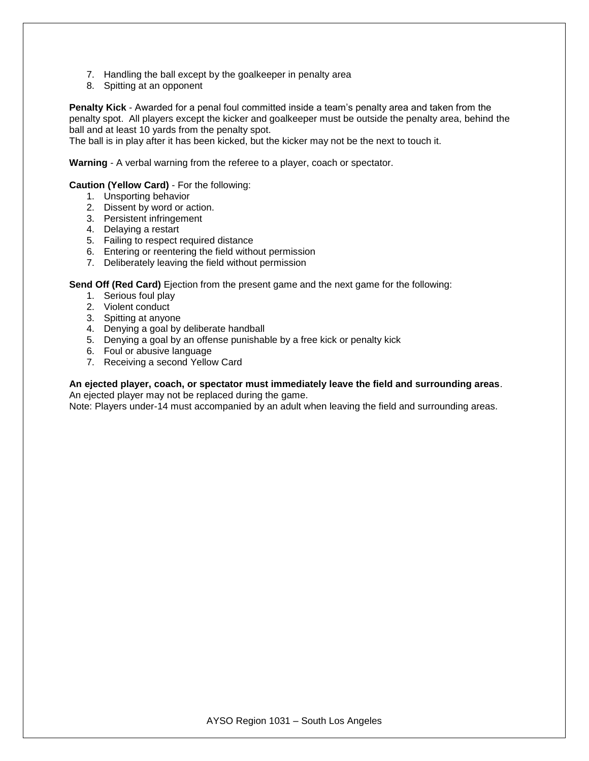7. Handling the ball except by the goalkeeper in penalty area
8. Spitting at an opponent

**Penalty Kick** - Awarded for a penal foul committed inside a team's penalty area and taken from the penalty spot. All players except the kicker and goalkeeper must be outside the penalty area, behind the ball and at least 10 yards from the penalty spot.
The ball is in play after it has been kicked, but the kicker may not be the next to touch it.

**Warning** - A verbal warning from the referee to a player, coach or spectator.

**Caution (Yellow Card)** - For the following:

1. Unsporting behavior
2. Dissent by word or action.
3. Persistent infringement
4. Delaying a restart
5. Failing to respect required distance
6. Entering or reentering the field without permission
7. Deliberately leaving the field without permission

**Send Off (Red Card)** Ejection from the present game and the next game for the following:

1. Serious foul play
2. Violent conduct
3. Spitting at anyone
4. Denying a goal by deliberate handball
5. Denying a goal by an offense punishable by a free kick or penalty kick
6. Foul or abusive language
7. Receiving a second Yellow Card

**An ejected player, coach, or spectator must immediately leave the field and surrounding areas**.
An ejected player may not be replaced during the game.
Note: Players under-14 must accompanied by an adult when leaving the field and surrounding areas.